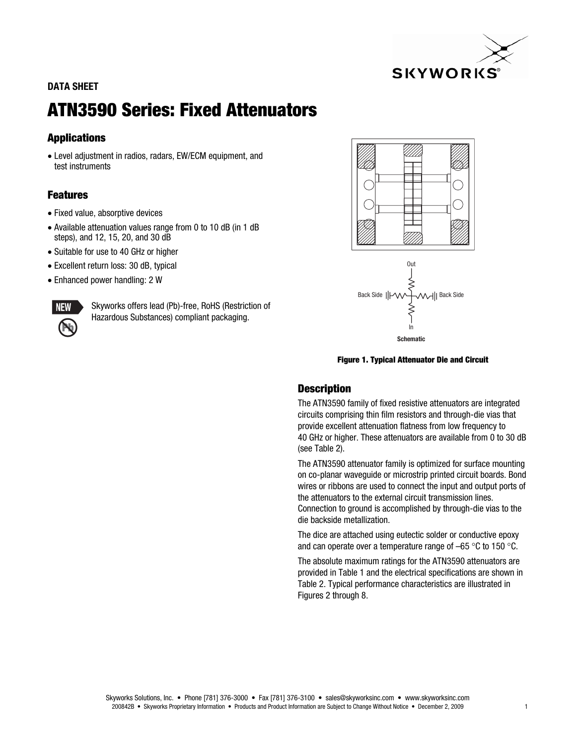DATA SHEET

# ATN3590 Series: Fixed Attenuators

## Applications

- Level adjustment in radios, radars, EW/ECM equipment, and test instruments

## Features

- Fixed value, absorptive devices
- Available attenuation values range from 0 to 10 dB (in 1 dB steps), and 12, 15, 20, and 30 dB
- Suitable for use to 40 GHz or higher
- Excellent return loss: 30 dB, typical
- Enhanced power handling: 2 W

NEW Skyworks offers lead (Pb)-free, RoHS (Restriction of Hazardous Substances) compliant packaging.

Out

Back Side | Back Side

In

Schematic

**Figure 1. Typical Attenuator Die and Circuit**

## Description

The ATN3590 family of fixed resistive attenuators are integrated circuits comprising thin film resistors and through-die vias that provide excellent attenuation flatness from low frequency to 40 GHz or higher. These attenuators are available from 0 to 30 dB (see Table 2).

The ATN3590 attenuator family is optimized for surface mounting on co-planar waveguide or microstrip printed circuit boards. Bond wires or ribbons are used to connect the input and output ports of the attenuators to the external circuit transmission lines. Connection to ground is accomplished by through-die vias to the die backside metallization.

The dice are attached using eutectic solder or conductive epoxy and can operate over a temperature range of –65 °C to 150 °C.

The absolute maximum ratings for the ATN3590 attenuators are provided in Table 1 and the electrical specifications are shown in Table 2. Typical performance characteristics are illustrated in Figures 2 through 8.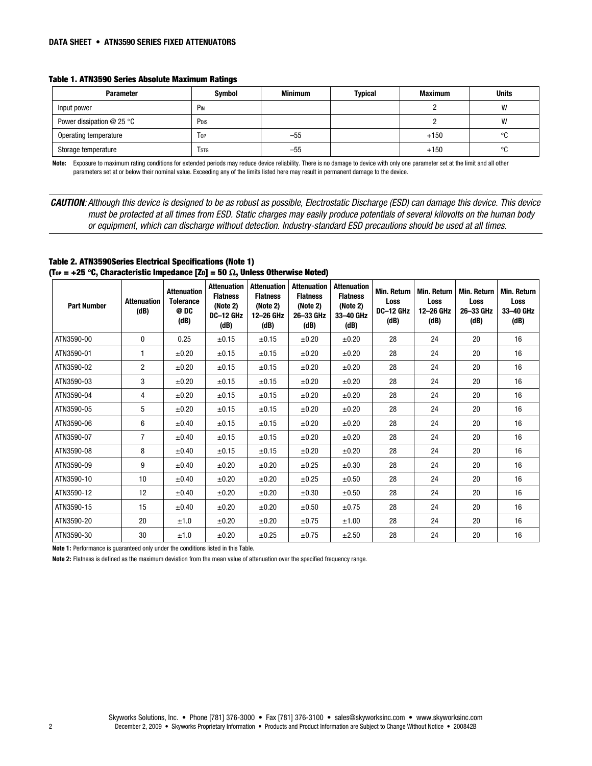**Table 1. ATN3590 Series Absolute Maximum Ratings**

| Parameter | Symbol | Minimum | Typical | Maximum | Units |
|---|---|---|---|---|---|
| Input power | $P_{IN}$ | | | 2 | W |
| Power dissipation @ 25 °C | $P_{DIS}$ | | | 2 | W |
| Operating temperature | $T_{OP}$ | –55 | | +150 | °C |
| Storage temperature | $T_{STG}$ | –55 | | +150 | °C |

**Note:** Exposure to maximum rating conditions for extended periods may reduce device reliability. There is no damage to device with only one parameter set at the limit and all other parameters set at or below their nominal value. Exceeding any of the limits listed here may result in permanent damage to the device.

***CAUTION**: Although this device is designed to be as robust as possible, Electrostatic Discharge (ESD) can damage this device. This device must be protected at all times from ESD. Static charges may easily produce potentials of several kilovolts on the human body or equipment, which can discharge without detection. Industry-standard ESD precautions should be used at all times.*

**Table 2. ATN3590Series Electrical Specifications (Note 1)**
**($T_{OP}$ = +25 °C, Characteristic Impedance [$Z_O$] = 50 Ω, Unless Otherwise Noted)**

| Part Number | Attenuation (dB) | Attenuation Tolerance @ DC (dB) | Attenuation Flatness (Note 2) DC–12 GHz (dB) | Attenuation Flatness (Note 2) 12–26 GHz (dB) | Attenuation Flatness (Note 2) 26–33 GHz (dB) | Attenuation Flatness (Note 2) 33–40 GHz (dB) | Min. Return Loss DC–12 GHz (dB) | Min. Return Loss 12–26 GHz (dB) | Min. Return Loss 26–33 GHz (dB) | Min. Return Loss 33–40 GHz (dB) |
|---|---|---|---|---|---|---|---|---|---|---|
| ATN3590-00 | 0 | 0.25 | ±0.15 | ±0.15 | ±0.20 | ±0.20 | 28 | 24 | 20 | 16 |
| ATN3590-01 | 1 | ±0.20 | ±0.15 | ±0.15 | ±0.20 | ±0.20 | 28 | 24 | 20 | 16 |
| ATN3590-02 | 2 | ±0.20 | ±0.15 | ±0.15 | ±0.20 | ±0.20 | 28 | 24 | 20 | 16 |
| ATN3590-03 | 3 | ±0.20 | ±0.15 | ±0.15 | ±0.20 | ±0.20 | 28 | 24 | 20 | 16 |
| ATN3590-04 | 4 | ±0.20 | ±0.15 | ±0.15 | ±0.20 | ±0.20 | 28 | 24 | 20 | 16 |
| ATN3590-05 | 5 | ±0.20 | ±0.15 | ±0.15 | ±0.20 | ±0.20 | 28 | 24 | 20 | 16 |
| ATN3590-06 | 6 | ±0.40 | ±0.15 | ±0.15 | ±0.20 | ±0.20 | 28 | 24 | 20 | 16 |
| ATN3590-07 | 7 | ±0.40 | ±0.15 | ±0.15 | ±0.20 | ±0.20 | 28 | 24 | 20 | 16 |
| ATN3590-08 | 8 | ±0.40 | ±0.15 | ±0.15 | ±0.20 | ±0.20 | 28 | 24 | 20 | 16 |
| ATN3590-09 | 9 | ±0.40 | ±0.20 | ±0.20 | ±0.25 | ±0.30 | 28 | 24 | 20 | 16 |
| ATN3590-10 | 10 | ±0.40 | ±0.20 | ±0.20 | ±0.25 | ±0.50 | 28 | 24 | 20 | 16 |
| ATN3590-12 | 12 | ±0.40 | ±0.20 | ±0.20 | ±0.30 | ±0.50 | 28 | 24 | 20 | 16 |
| ATN3590-15 | 15 | ±0.40 | ±0.20 | ±0.20 | ±0.50 | ±0.75 | 28 | 24 | 20 | 16 |
| ATN3590-20 | 20 | ±1.0 | ±0.20 | ±0.20 | ±0.75 | ±1.00 | 28 | 24 | 20 | 16 |
| ATN3590-30 | 30 | ±1.0 | ±0.20 | ±0.25 | ±0.75 | ±2.50 | 28 | 24 | 20 | 16 |

**Note 1:** Performance is guaranteed only under the conditions listed in this Table.

**Note 2:** Flatness is defined as the maximum deviation from the mean value of attenuation over the specified frequency range.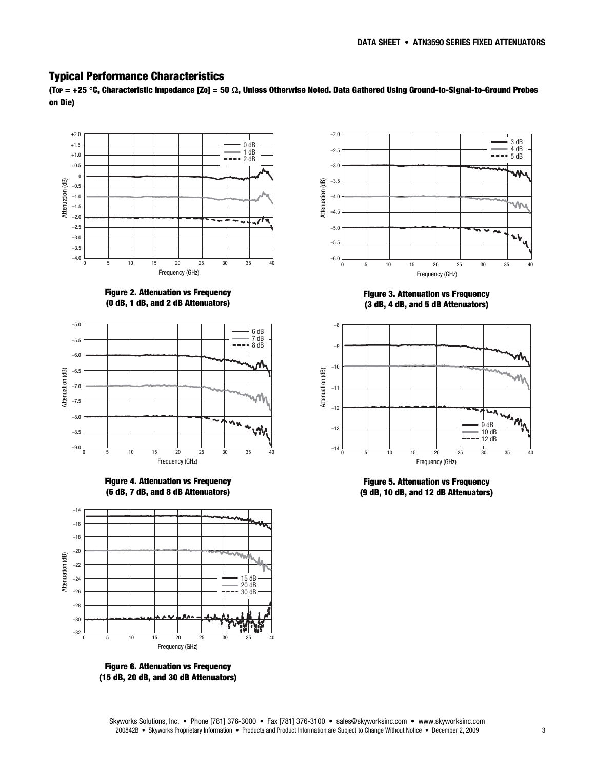## Typical Performance Characteristics

**($T_{OP}$ = +25 °C, Characteristic Impedance [$Z_0$] = 50 Ω, Unless Otherwise Noted. Data Gathered Using Ground-to-Signal-to-Ground Probes on Die)**

**Figure 2. Attenuation vs Frequency (0 dB, 1 dB, and 2 dB Attenuators)**

**Figure 3. Attenuation vs Frequency (3 dB, 4 dB, and 5 dB Attenuators)**

**Figure 4. Attenuation vs Frequency (6 dB, 7 dB, and 8 dB Attenuators)**

**Figure 5. Attenuation vs Frequency (9 dB, 10 dB, and 12 dB Attenuators)**

**Figure 6. Attenuation vs Frequency (15 dB, 20 dB, and 30 dB Attenuators)**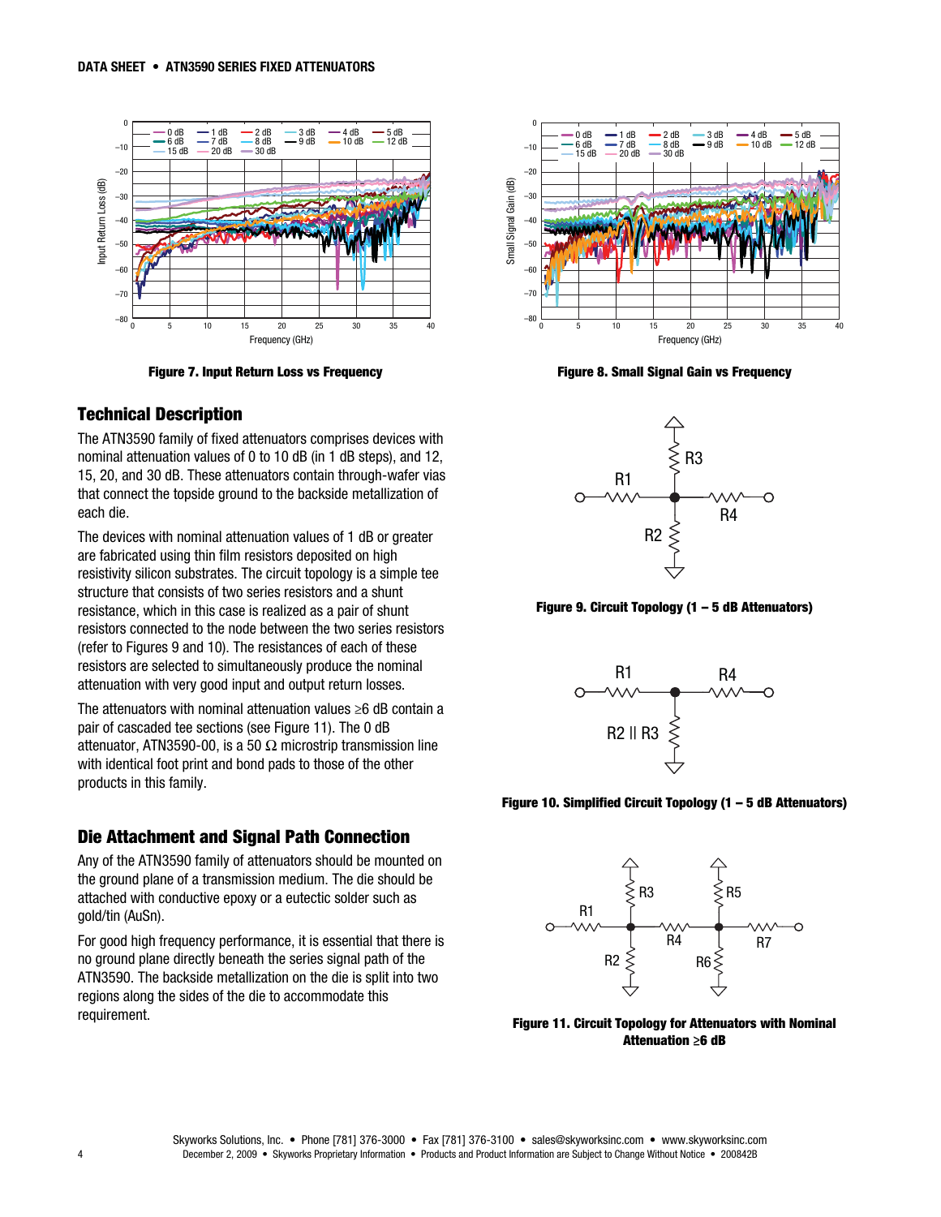Figure 7. Input Return Loss vs Frequency

Figure 8. Small Signal Gain vs Frequency

## Technical Description

The ATN3590 family of fixed attenuators comprises devices with nominal attenuation values of 0 to 10 dB (in 1 dB steps), and 12, 15, 20, and 30 dB. These attenuators contain through-wafer vias that connect the topside ground to the backside metallization of each die.

The devices with nominal attenuation values of 1 dB or greater are fabricated using thin film resistors deposited on high resistivity silicon substrates. The circuit topology is a simple tee structure that consists of two series resistors and a shunt resistance, which in this case is realized as a pair of shunt resistors connected to the node between the two series resistors (refer to Figures 9 and 10). The resistances of each of these resistors are selected to simultaneously produce the nominal attenuation with very good input and output return losses.

The attenuators with nominal attenuation values ≥6 dB contain a pair of cascaded tee sections (see Figure 11). The 0 dB attenuator, ATN3590-00, is a 50 Ω microstrip transmission line with identical foot print and bond pads to those of the other products in this family.

## Die Attachment and Signal Path Connection

Any of the ATN3590 family of attenuators should be mounted on the ground plane of a transmission medium. The die should be attached with conductive epoxy or a eutectic solder such as gold/tin (AuSn).

For good high frequency performance, it is essential that there is no ground plane directly beneath the series signal path of the ATN3590. The backside metallization on the die is split into two regions along the sides of the die to accommodate this requirement.

Figure 9. Circuit Topology (1 – 5 dB Attenuators)

Figure 10. Simplified Circuit Topology (1 – 5 dB Attenuators)

Figure 11. Circuit Topology for Attenuators with Nominal Attenuation ≥6 dB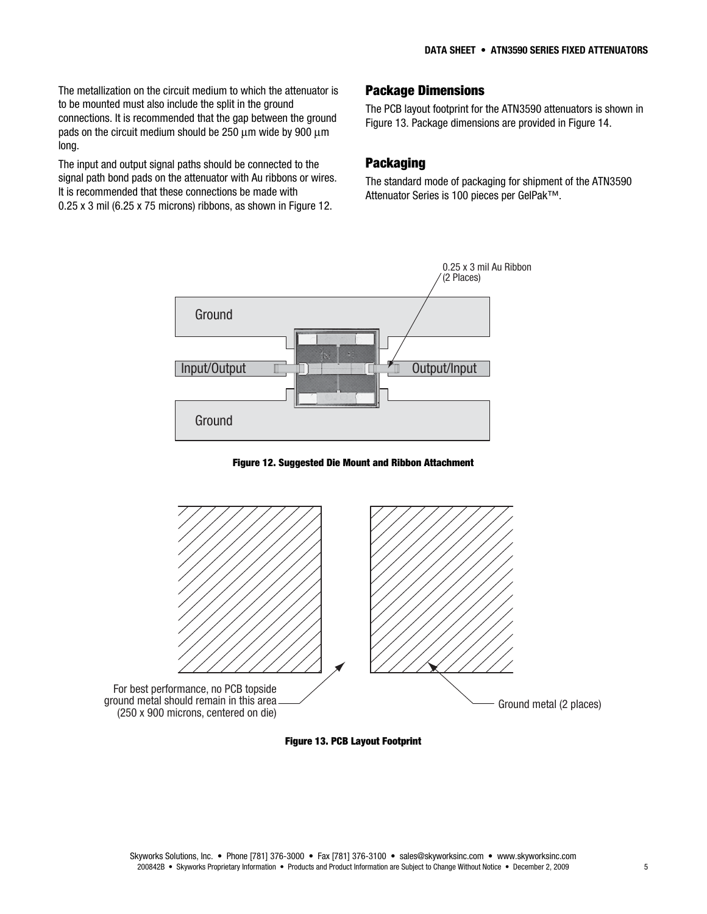The metallization on the circuit medium to which the attenuator is to be mounted must also include the split in the ground connections. It is recommended that the gap between the ground pads on the circuit medium should be 250 μm wide by 900 μm long.

The input and output signal paths should be connected to the signal path bond pads on the attenuator with Au ribbons or wires. It is recommended that these connections be made with 0.25 x 3 mil (6.25 x 75 microns) ribbons, as shown in Figure 12.

## Package Dimensions

The PCB layout footprint for the ATN3590 attenuators is shown in Figure 13. Package dimensions are provided in Figure 14.

## Packaging

The standard mode of packaging for shipment of the ATN3590 Attenuator Series is 100 pieces per GelPak™.

0.25 x 3 mil Au Ribbon (2 Places)

Ground

Input/Output

Output/Input

Ground

**Figure 12. Suggested Die Mount and Ribbon Attachment**

For best performance, no PCB topside ground metal should remain in this area (250 x 900 microns, centered on die)

Ground metal (2 places)

**Figure 13. PCB Layout Footprint**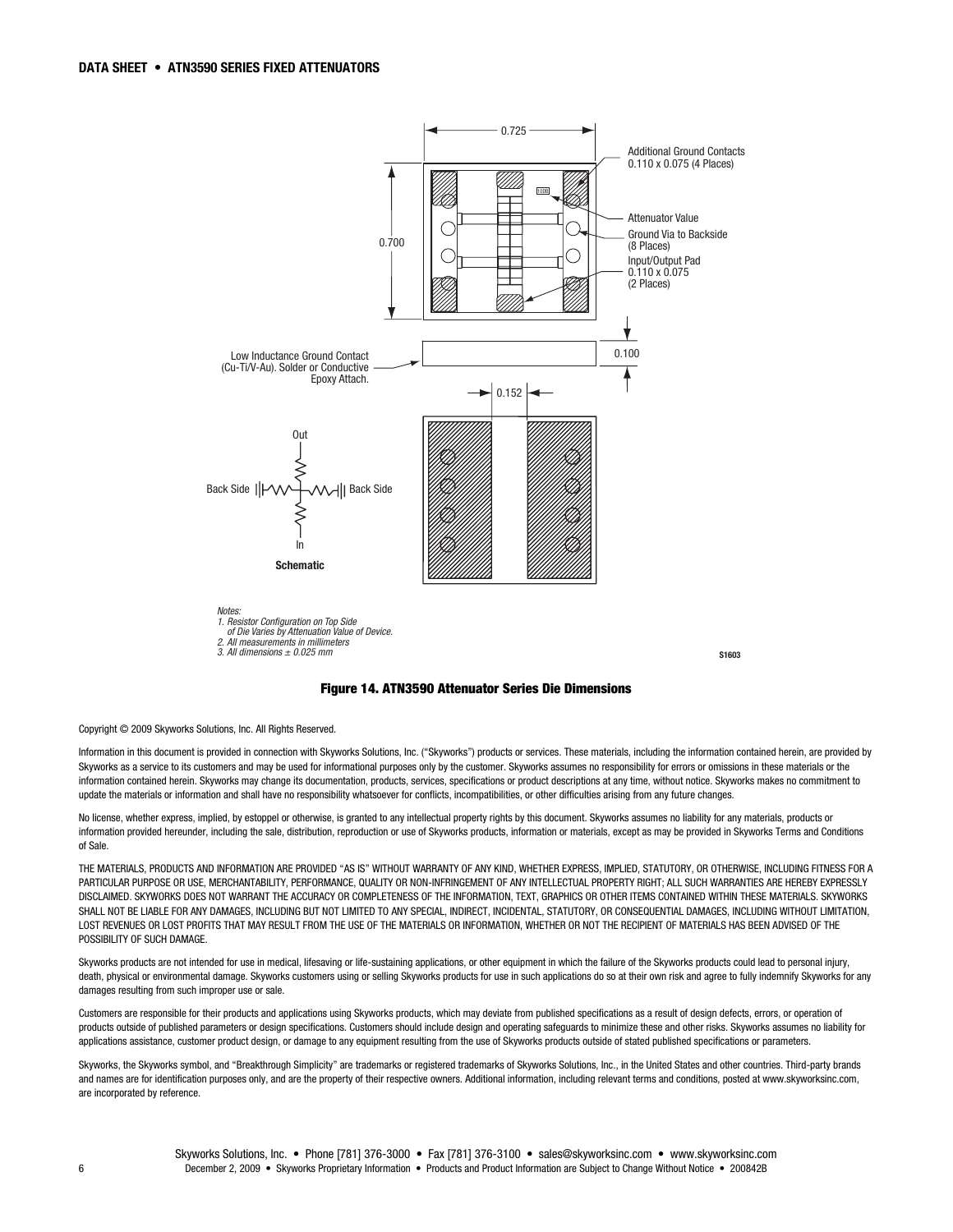0.725

Additional Ground Contacts
0.110 x 0.075 (4 Places)

Attenuator Value

Ground Via to Backside
(8 Places)

Input/Output Pad
0.110 x 0.075
(2 Places)

0.700

0.100

Low Inductance Ground Contact
(Cu-Ti/V-Au). Solder or Conductive
Epoxy Attach.

0.152

Out

Back Side

Back Side

In

**Schematic**

*Notes:*
*1. Resistor Configuration on Top Side of Die Varies by Attenuation Value of Device.*
*2. All measurements in millimeters*
*3. All dimensions ± 0.025 mm*

S1603

**Figure 14. ATN3590 Attenuator Series Die Dimensions**

Copyright © 2009 Skyworks Solutions, Inc. All Rights Reserved.

Information in this document is provided in connection with Skyworks Solutions, Inc. (“Skyworks”) products or services. These materials, including the information contained herein, are provided by Skyworks as a service to its customers and may be used for informational purposes only by the customer. Skyworks assumes no responsibility for errors or omissions in these materials or the information contained herein. Skyworks may change its documentation, products, services, specifications or product descriptions at any time, without notice. Skyworks makes no commitment to update the materials or information and shall have no responsibility whatsoever for conflicts, incompatibilities, or other difficulties arising from any future changes.

No license, whether express, implied, by estoppel or otherwise, is granted to any intellectual property rights by this document. Skyworks assumes no liability for any materials, products or information provided hereunder, including the sale, distribution, reproduction or use of Skyworks products, information or materials, except as may be provided in Skyworks Terms and Conditions of Sale.

THE MATERIALS, PRODUCTS AND INFORMATION ARE PROVIDED “AS IS” WITHOUT WARRANTY OF ANY KIND, WHETHER EXPRESS, IMPLIED, STATUTORY, OR OTHERWISE, INCLUDING FITNESS FOR A PARTICULAR PURPOSE OR USE, MERCHANTABILITY, PERFORMANCE, QUALITY OR NON-INFRINGEMENT OF ANY INTELLECTUAL PROPERTY RIGHT; ALL SUCH WARRANTIES ARE HEREBY EXPRESSLY DISCLAIMED. SKYWORKS DOES NOT WARRANT THE ACCURACY OR COMPLETENESS OF THE INFORMATION, TEXT, GRAPHICS OR OTHER ITEMS CONTAINED WITHIN THESE MATERIALS. SKYWORKS SHALL NOT BE LIABLE FOR ANY DAMAGES, INCLUDING BUT NOT LIMITED TO ANY SPECIAL, INDIRECT, INCIDENTAL, STATUTORY, OR CONSEQUENTIAL DAMAGES, INCLUDING WITHOUT LIMITATION, LOST REVENUES OR LOST PROFITS THAT MAY RESULT FROM THE USE OF THE MATERIALS OR INFORMATION, WHETHER OR NOT THE RECIPIENT OF MATERIALS HAS BEEN ADVISED OF THE POSSIBILITY OF SUCH DAMAGE.

Skyworks products are not intended for use in medical, lifesaving or life-sustaining applications, or other equipment in which the failure of the Skyworks products could lead to personal injury, death, physical or environmental damage. Skyworks customers using or selling Skyworks products for use in such applications do so at their own risk and agree to fully indemnify Skyworks for any damages resulting from such improper use or sale.

Customers are responsible for their products and applications using Skyworks products, which may deviate from published specifications as a result of design defects, errors, or operation of products outside of published parameters or design specifications. Customers should include design and operating safeguards to minimize these and other risks. Skyworks assumes no liability for applications assistance, customer product design, or damage to any equipment resulting from the use of Skyworks products outside of stated published specifications or parameters.

Skyworks, the Skyworks symbol, and “Breakthrough Simplicity” are trademarks or registered trademarks of Skyworks Solutions, Inc., in the United States and other countries. Third-party brands and names are for identification purposes only, and are the property of their respective owners. Additional information, including relevant terms and conditions, posted at www.skyworksinc.com, are incorporated by reference.